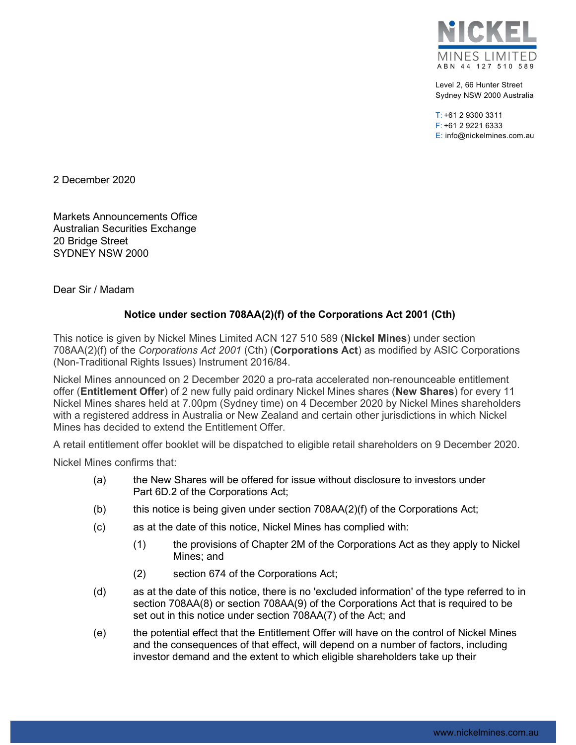NICKEL
MINES LIMITED
ABN 44 127 510 589

Level 2, 66 Hunter Street
Sydney NSW 2000 Australia

T: +61 2 9300 3311
F: +61 2 9221 6333
E: info@nickelmines.com.au

2 December 2020

Markets Announcements Office
Australian Securities Exchange
20 Bridge Street
SYDNEY NSW 2000

Dear Sir / Madam

**Notice under section 708AA(2)(f) of the Corporations Act 2001 (Cth)**

This notice is given by Nickel Mines Limited ACN 127 510 589 (**Nickel Mines**) under section 708AA(2)(f) of the *Corporations Act 2001* (Cth) (**Corporations Act**) as modified by ASIC Corporations (Non-Traditional Rights Issues) Instrument 2016/84.

Nickel Mines announced on 2 December 2020 a pro-rata accelerated non-renounceable entitlement offer (**Entitlement Offer**) of 2 new fully paid ordinary Nickel Mines shares (**New Shares**) for every 11 Nickel Mines shares held at 7.00pm (Sydney time) on 4 December 2020 by Nickel Mines shareholders with a registered address in Australia or New Zealand and certain other jurisdictions in which Nickel Mines has decided to extend the Entitlement Offer.

A retail entitlement offer booklet will be dispatched to eligible retail shareholders on 9 December 2020.

Nickel Mines confirms that:

(a) the New Shares will be offered for issue without disclosure to investors under Part 6D.2 of the Corporations Act;

(b) this notice is being given under section 708AA(2)(f) of the Corporations Act;

(c) as at the date of this notice, Nickel Mines has complied with:

  (1) the provisions of Chapter 2M of the Corporations Act as they apply to Nickel Mines; and

  (2) section 674 of the Corporations Act;

(d) as at the date of this notice, there is no 'excluded information' of the type referred to in section 708AA(8) or section 708AA(9) of the Corporations Act that is required to be set out in this notice under section 708AA(7) of the Act; and

(e) the potential effect that the Entitlement Offer will have on the control of Nickel Mines and the consequences of that effect, will depend on a number of factors, including investor demand and the extent to which eligible shareholders take up their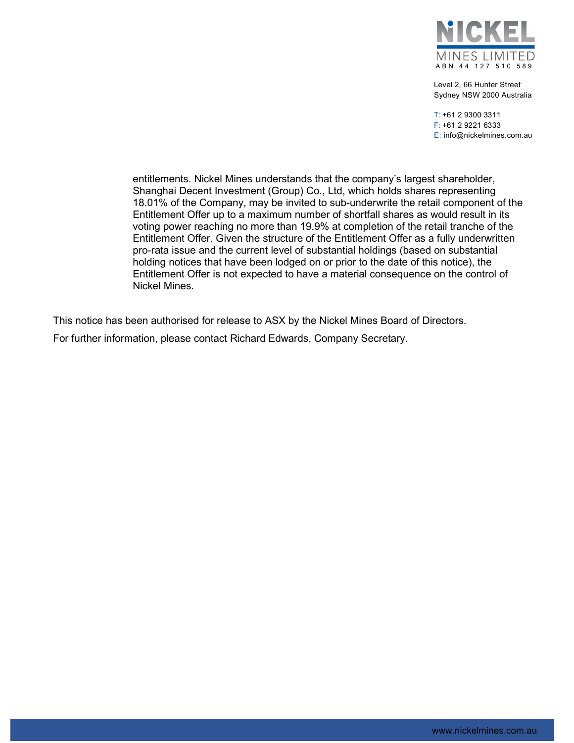entitlements. Nickel Mines understands that the company's largest shareholder, Shanghai Decent Investment (Group) Co., Ltd, which holds shares representing 18.01% of the Company, may be invited to sub-underwrite the retail component of the Entitlement Offer up to a maximum number of shortfall shares as would result in its voting power reaching no more than 19.9% at completion of the retail tranche of the Entitlement Offer. Given the structure of the Entitlement Offer as a fully underwritten pro-rata issue and the current level of substantial holdings (based on substantial holding notices that have been lodged on or prior to the date of this notice), the Entitlement Offer is not expected to have a material consequence on the control of Nickel Mines.

This notice has been authorised for release to ASX by the Nickel Mines Board of Directors.

For further information, please contact Richard Edwards, Company Secretary.